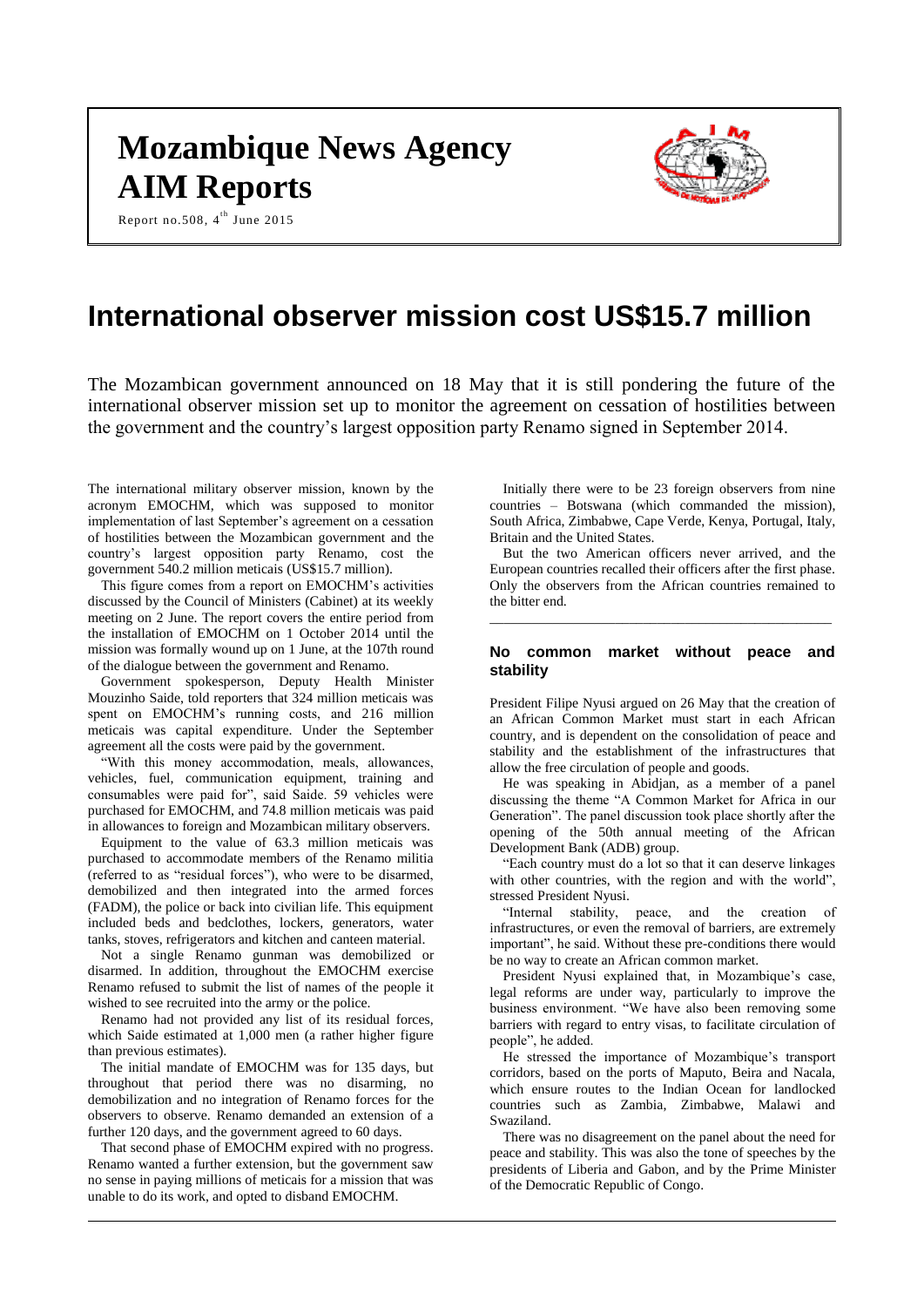# Mozambique News Agency AIM Reports

Report no.508, 4th June 2015

# International observer mission cost US$15.7 million

The Mozambican government announced on 18 May that it is still pondering the future of the international observer mission set up to monitor the agreement on cessation of hostilities between the government and the country's largest opposition party Renamo signed in September 2014.

The international military observer mission, known by the acronym EMOCHM, which was supposed to monitor implementation of last September's agreement on a cessation of hostilities between the Mozambican government and the country's largest opposition party Renamo, cost the government 540.2 million meticais (US$15.7 million).

This figure comes from a report on EMOCHM's activities discussed by the Council of Ministers (Cabinet) at its weekly meeting on 2 June. The report covers the entire period from the installation of EMOCHM on 1 October 2014 until the mission was formally wound up on 1 June, at the 107th round of the dialogue between the government and Renamo.

Government spokesperson, Deputy Health Minister Mouzinho Saide, told reporters that 324 million meticais was spent on EMOCHM's running costs, and 216 million meticais was capital expenditure. Under the September agreement all the costs were paid by the government.

"With this money accommodation, meals, allowances, vehicles, fuel, communication equipment, training and consumables were paid for", said Saide. 59 vehicles were purchased for EMOCHM, and 74.8 million meticais was paid in allowances to foreign and Mozambican military observers.

Equipment to the value of 63.3 million meticais was purchased to accommodate members of the Renamo militia (referred to as "residual forces"), who were to be disarmed, demobilized and then integrated into the armed forces (FADM), the police or back into civilian life. This equipment included beds and bedclothes, lockers, generators, water tanks, stoves, refrigerators and kitchen and canteen material.

Not a single Renamo gunman was demobilized or disarmed. In addition, throughout the EMOCHM exercise Renamo refused to submit the list of names of the people it wished to see recruited into the army or the police.

Renamo had not provided any list of its residual forces, which Saide estimated at 1,000 men (a rather higher figure than previous estimates).

The initial mandate of EMOCHM was for 135 days, but throughout that period there was no disarming, no demobilization and no integration of Renamo forces for the observers to observe. Renamo demanded an extension of a further 120 days, and the government agreed to 60 days.

That second phase of EMOCHM expired with no progress. Renamo wanted a further extension, but the government saw no sense in paying millions of meticais for a mission that was unable to do its work, and opted to disband EMOCHM.

Initially there were to be 23 foreign observers from nine countries – Botswana (which commanded the mission), South Africa, Zimbabwe, Cape Verde, Kenya, Portugal, Italy, Britain and the United States.

But the two American officers never arrived, and the European countries recalled their officers after the first phase. Only the observers from the African countries remained to the bitter end.

## No common market without peace and stability

President Filipe Nyusi argued on 26 May that the creation of an African Common Market must start in each African country, and is dependent on the consolidation of peace and stability and the establishment of the infrastructures that allow the free circulation of people and goods.

He was speaking in Abidjan, as a member of a panel discussing the theme "A Common Market for Africa in our Generation". The panel discussion took place shortly after the opening of the 50th annual meeting of the African Development Bank (ADB) group.

"Each country must do a lot so that it can deserve linkages with other countries, with the region and with the world", stressed President Nyusi.

"Internal stability, peace, and the creation of infrastructures, or even the removal of barriers, are extremely important", he said. Without these pre-conditions there would be no way to create an African common market.

President Nyusi explained that, in Mozambique's case, legal reforms are under way, particularly to improve the business environment. "We have also been removing some barriers with regard to entry visas, to facilitate circulation of people", he added.

He stressed the importance of Mozambique's transport corridors, based on the ports of Maputo, Beira and Nacala, which ensure routes to the Indian Ocean for landlocked countries such as Zambia, Zimbabwe, Malawi and Swaziland.

There was no disagreement on the panel about the need for peace and stability. This was also the tone of speeches by the presidents of Liberia and Gabon, and by the Prime Minister of the Democratic Republic of Congo.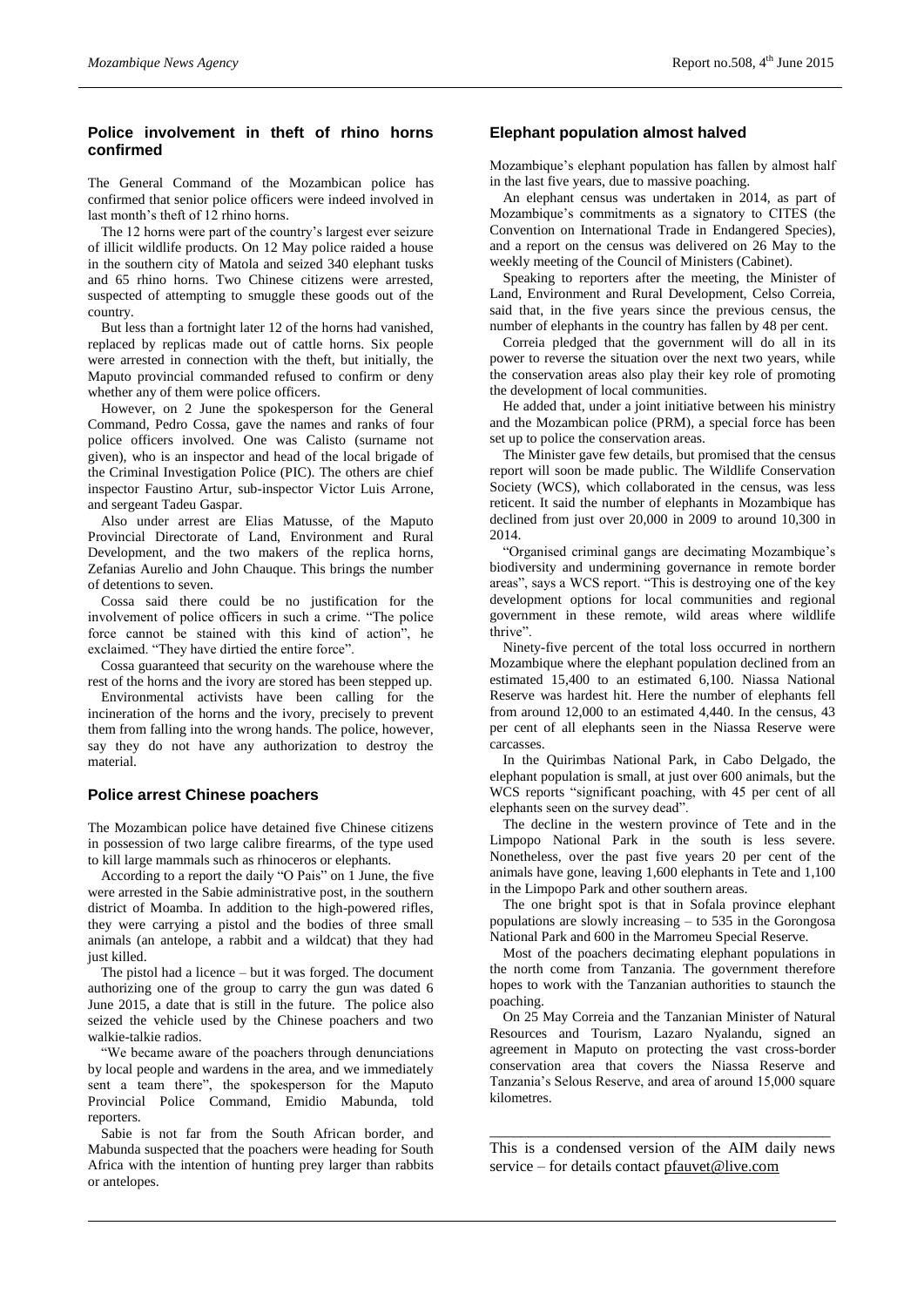## Police involvement in theft of rhino horns confirmed

The General Command of the Mozambican police has confirmed that senior police officers were indeed involved in last month's theft of 12 rhino horns.

The 12 horns were part of the country's largest ever seizure of illicit wildlife products. On 12 May police raided a house in the southern city of Matola and seized 340 elephant tusks and 65 rhino horns. Two Chinese citizens were arrested, suspected of attempting to smuggle these goods out of the country.

But less than a fortnight later 12 of the horns had vanished, replaced by replicas made out of cattle horns. Six people were arrested in connection with the theft, but initially, the Maputo provincial commanded refused to confirm or deny whether any of them were police officers.

However, on 2 June the spokesperson for the General Command, Pedro Cossa, gave the names and ranks of four police officers involved. One was Calisto (surname not given), who is an inspector and head of the local brigade of the Criminal Investigation Police (PIC). The others are chief inspector Faustino Artur, sub-inspector Victor Luis Arrone, and sergeant Tadeu Gaspar.

Also under arrest are Elias Matusse, of the Maputo Provincial Directorate of Land, Environment and Rural Development, and the two makers of the replica horns, Zefanias Aurelio and John Chauque. This brings the number of detentions to seven.

Cossa said there could be no justification for the involvement of police officers in such a crime. "The police force cannot be stained with this kind of action", he exclaimed. "They have dirtied the entire force".

Cossa guaranteed that security on the warehouse where the rest of the horns and the ivory are stored has been stepped up.

Environmental activists have been calling for the incineration of the horns and the ivory, precisely to prevent them from falling into the wrong hands. The police, however, say they do not have any authorization to destroy the material.

## Police arrest Chinese poachers

The Mozambican police have detained five Chinese citizens in possession of two large calibre firearms, of the type used to kill large mammals such as rhinoceros or elephants.

According to a report the daily "O Pais" on 1 June, the five were arrested in the Sabie administrative post, in the southern district of Moamba. In addition to the high-powered rifles, they were carrying a pistol and the bodies of three small animals (an antelope, a rabbit and a wildcat) that they had just killed.

The pistol had a licence – but it was forged. The document authorizing one of the group to carry the gun was dated 6 June 2015, a date that is still in the future. The police also seized the vehicle used by the Chinese poachers and two walkie-talkie radios.

"We became aware of the poachers through denunciations by local people and wardens in the area, and we immediately sent a team there", the spokesperson for the Maputo Provincial Police Command, Emidio Mabunda, told reporters.

Sabie is not far from the South African border, and Mabunda suspected that the poachers were heading for South Africa with the intention of hunting prey larger than rabbits or antelopes.

## Elephant population almost halved

Mozambique's elephant population has fallen by almost half in the last five years, due to massive poaching.

An elephant census was undertaken in 2014, as part of Mozambique's commitments as a signatory to CITES (the Convention on International Trade in Endangered Species), and a report on the census was delivered on 26 May to the weekly meeting of the Council of Ministers (Cabinet).

Speaking to reporters after the meeting, the Minister of Land, Environment and Rural Development, Celso Correia, said that, in the five years since the previous census, the number of elephants in the country has fallen by 48 per cent.

Correia pledged that the government will do all in its power to reverse the situation over the next two years, while the conservation areas also play their key role of promoting the development of local communities.

He added that, under a joint initiative between his ministry and the Mozambican police (PRM), a special force has been set up to police the conservation areas.

The Minister gave few details, but promised that the census report will soon be made public. The Wildlife Conservation Society (WCS), which collaborated in the census, was less reticent. It said the number of elephants in Mozambique has declined from just over 20,000 in 2009 to around 10,300 in 2014.

"Organised criminal gangs are decimating Mozambique's biodiversity and undermining governance in remote border areas", says a WCS report. "This is destroying one of the key development options for local communities and regional government in these remote, wild areas where wildlife thrive".

Ninety-five percent of the total loss occurred in northern Mozambique where the elephant population declined from an estimated 15,400 to an estimated 6,100. Niassa National Reserve was hardest hit. Here the number of elephants fell from around 12,000 to an estimated 4,440. In the census, 43 per cent of all elephants seen in the Niassa Reserve were carcasses.

In the Quirimbas National Park, in Cabo Delgado, the elephant population is small, at just over 600 animals, but the WCS reports "significant poaching, with 45 per cent of all elephants seen on the survey dead".

The decline in the western province of Tete and in the Limpopo National Park in the south is less severe. Nonetheless, over the past five years 20 per cent of the animals have gone, leaving 1,600 elephants in Tete and 1,100 in the Limpopo Park and other southern areas.

The one bright spot is that in Sofala province elephant populations are slowly increasing – to 535 in the Gorongosa National Park and 600 in the Marromeu Special Reserve.

Most of the poachers decimating elephant populations in the north come from Tanzania. The government therefore hopes to work with the Tanzanian authorities to staunch the poaching.

On 25 May Correia and the Tanzanian Minister of Natural Resources and Tourism, Lazaro Nyalandu, signed an agreement in Maputo on protecting the vast cross-border conservation area that covers the Niassa Reserve and Tanzania's Selous Reserve, and area of around 15,000 square kilometres.

---

This is a condensed version of the AIM daily news service – for details contact pfauvet@live.com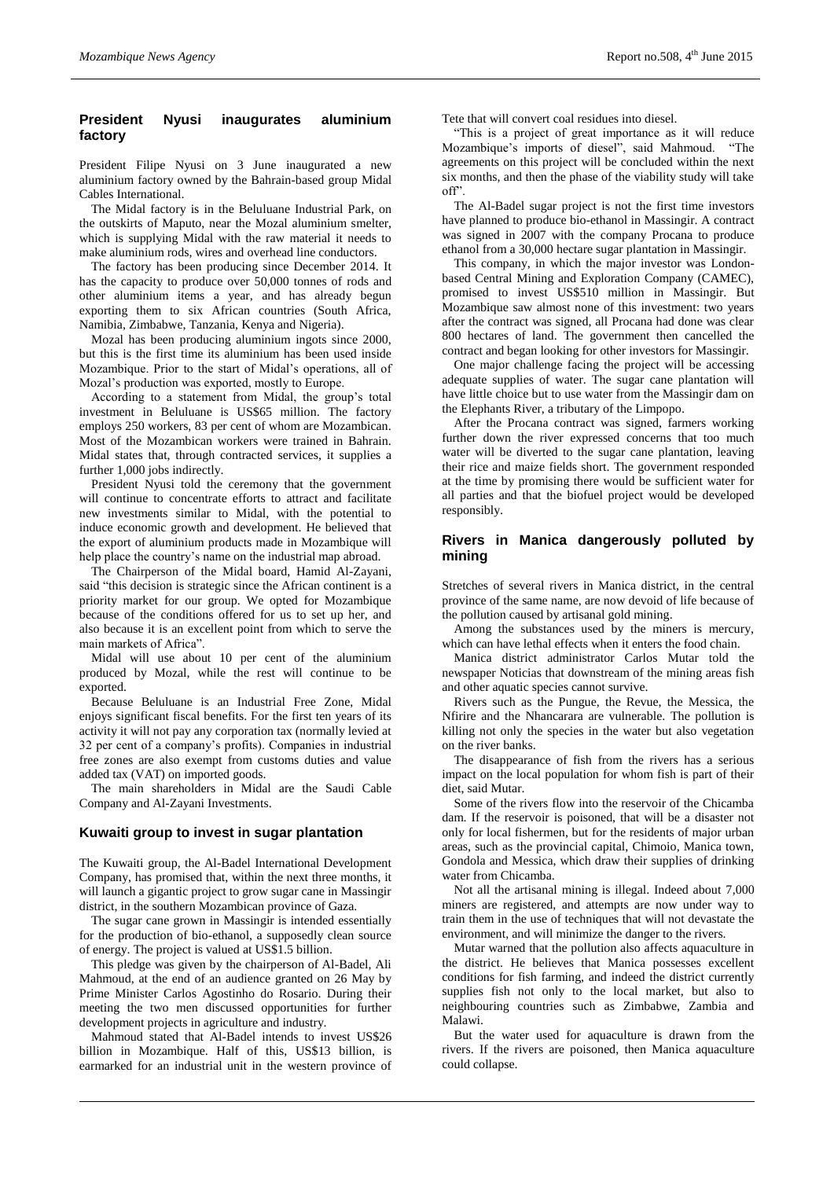## President Nyusi inaugurates aluminium factory

President Filipe Nyusi on 3 June inaugurated a new aluminium factory owned by the Bahrain-based group Midal Cables International.

The Midal factory is in the Beluluane Industrial Park, on the outskirts of Maputo, near the Mozal aluminium smelter, which is supplying Midal with the raw material it needs to make aluminium rods, wires and overhead line conductors.

The factory has been producing since December 2014. It has the capacity to produce over 50,000 tonnes of rods and other aluminium items a year, and has already begun exporting them to six African countries (South Africa, Namibia, Zimbabwe, Tanzania, Kenya and Nigeria).

Mozal has been producing aluminium ingots since 2000, but this is the first time its aluminium has been used inside Mozambique. Prior to the start of Midal's operations, all of Mozal's production was exported, mostly to Europe.

According to a statement from Midal, the group's total investment in Beluluane is US$65 million. The factory employs 250 workers, 83 per cent of whom are Mozambican. Most of the Mozambican workers were trained in Bahrain. Midal states that, through contracted services, it supplies a further 1,000 jobs indirectly.

President Nyusi told the ceremony that the government will continue to concentrate efforts to attract and facilitate new investments similar to Midal, with the potential to induce economic growth and development. He believed that the export of aluminium products made in Mozambique will help place the country's name on the industrial map abroad.

The Chairperson of the Midal board, Hamid Al-Zayani, said "this decision is strategic since the African continent is a priority market for our group. We opted for Mozambique because of the conditions offered for us to set up her, and also because it is an excellent point from which to serve the main markets of Africa".

Midal will use about 10 per cent of the aluminium produced by Mozal, while the rest will continue to be exported.

Because Beluluane is an Industrial Free Zone, Midal enjoys significant fiscal benefits. For the first ten years of its activity it will not pay any corporation tax (normally levied at 32 per cent of a company's profits). Companies in industrial free zones are also exempt from customs duties and value added tax (VAT) on imported goods.

The main shareholders in Midal are the Saudi Cable Company and Al-Zayani Investments.

## Kuwaiti group to invest in sugar plantation

The Kuwaiti group, the Al-Badel International Development Company, has promised that, within the next three months, it will launch a gigantic project to grow sugar cane in Massingir district, in the southern Mozambican province of Gaza.

The sugar cane grown in Massingir is intended essentially for the production of bio-ethanol, a supposedly clean source of energy. The project is valued at US$1.5 billion.

This pledge was given by the chairperson of Al-Badel, Ali Mahmoud, at the end of an audience granted on 26 May by Prime Minister Carlos Agostinho do Rosario. During their meeting the two men discussed opportunities for further development projects in agriculture and industry.

Mahmoud stated that Al-Badel intends to invest US$26 billion in Mozambique. Half of this, US$13 billion, is earmarked for an industrial unit in the western province of Tete that will convert coal residues into diesel.

"This is a project of great importance as it will reduce Mozambique's imports of diesel", said Mahmoud. "The agreements on this project will be concluded within the next six months, and then the phase of the viability study will take off".

The Al-Badel sugar project is not the first time investors have planned to produce bio-ethanol in Massingir. A contract was signed in 2007 with the company Procana to produce ethanol from a 30,000 hectare sugar plantation in Massingir.

This company, in which the major investor was London-based Central Mining and Exploration Company (CAMEC), promised to invest US$510 million in Massingir. But Mozambique saw almost none of this investment: two years after the contract was signed, all Procana had done was clear 800 hectares of land. The government then cancelled the contract and began looking for other investors for Massingir.

One major challenge facing the project will be accessing adequate supplies of water. The sugar cane plantation will have little choice but to use water from the Massingir dam on the Elephants River, a tributary of the Limpopo.

After the Procana contract was signed, farmers working further down the river expressed concerns that too much water will be diverted to the sugar cane plantation, leaving their rice and maize fields short. The government responded at the time by promising there would be sufficient water for all parties and that the biofuel project would be developed responsibly.

## Rivers in Manica dangerously polluted by mining

Stretches of several rivers in Manica district, in the central province of the same name, are now devoid of life because of the pollution caused by artisanal gold mining.

Among the substances used by the miners is mercury, which can have lethal effects when it enters the food chain.

Manica district administrator Carlos Mutar told the newspaper Noticias that downstream of the mining areas fish and other aquatic species cannot survive.

Rivers such as the Pungue, the Revue, the Messica, the Nfirire and the Nhancarara are vulnerable. The pollution is killing not only the species in the water but also vegetation on the river banks.

The disappearance of fish from the rivers has a serious impact on the local population for whom fish is part of their diet, said Mutar.

Some of the rivers flow into the reservoir of the Chicamba dam. If the reservoir is poisoned, that will be a disaster not only for local fishermen, but for the residents of major urban areas, such as the provincial capital, Chimoio, Manica town, Gondola and Messica, which draw their supplies of drinking water from Chicamba.

Not all the artisanal mining is illegal. Indeed about 7,000 miners are registered, and attempts are now under way to train them in the use of techniques that will not devastate the environment, and will minimize the danger to the rivers.

Mutar warned that the pollution also affects aquaculture in the district. He believes that Manica possesses excellent conditions for fish farming, and indeed the district currently supplies fish not only to the local market, but also to neighbouring countries such as Zimbabwe, Zambia and Malawi.

But the water used for aquaculture is drawn from the rivers. If the rivers are poisoned, then Manica aquaculture could collapse.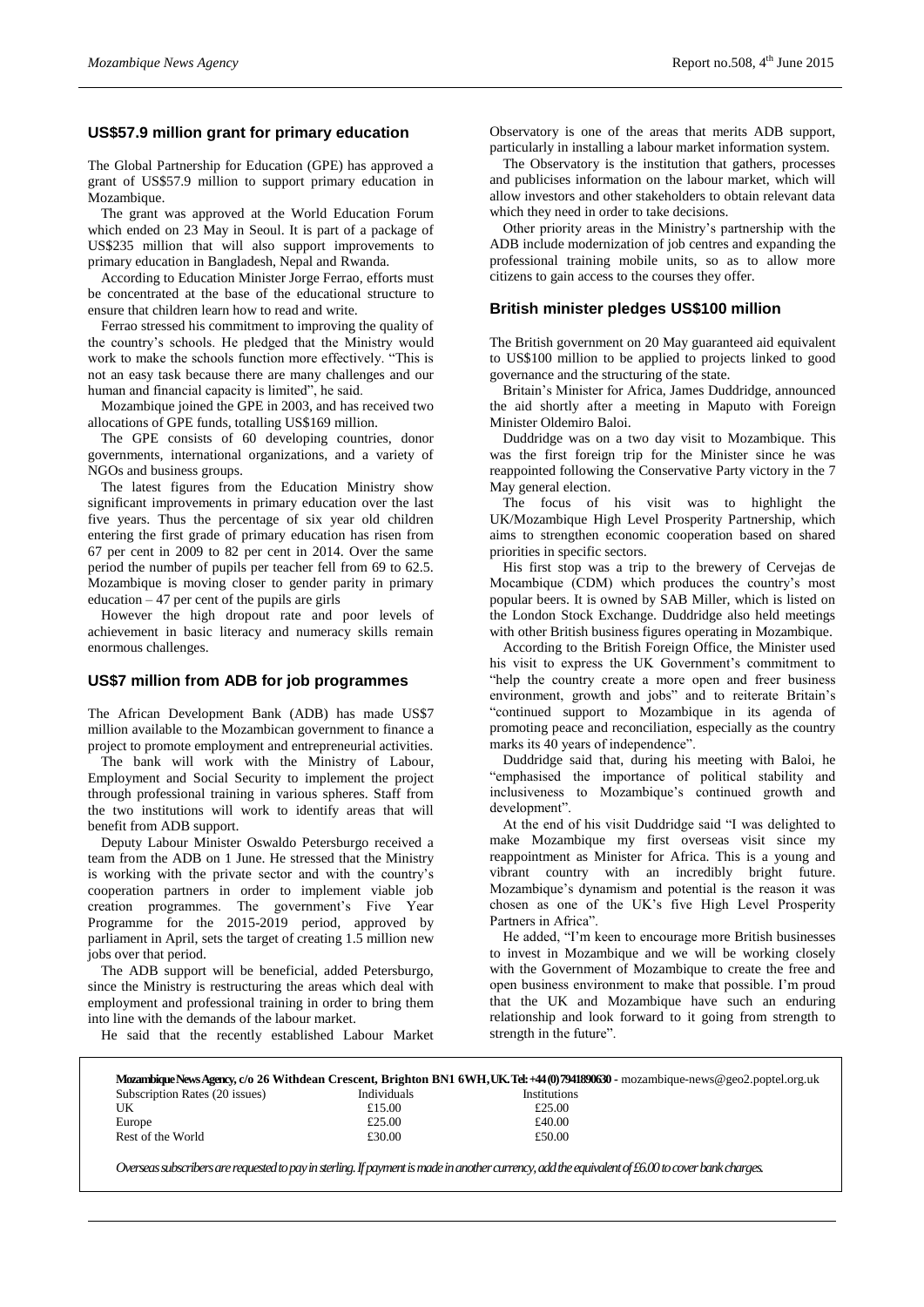## US$57.9 million grant for primary education

The Global Partnership for Education (GPE) has approved a grant of US$57.9 million to support primary education in Mozambique.

The grant was approved at the World Education Forum which ended on 23 May in Seoul. It is part of a package of US$235 million that will also support improvements to primary education in Bangladesh, Nepal and Rwanda.

According to Education Minister Jorge Ferrao, efforts must be concentrated at the base of the educational structure to ensure that children learn how to read and write.

Ferrao stressed his commitment to improving the quality of the country's schools. He pledged that the Ministry would work to make the schools function more effectively. "This is not an easy task because there are many challenges and our human and financial capacity is limited", he said.

Mozambique joined the GPE in 2003, and has received two allocations of GPE funds, totalling US$169 million.

The GPE consists of 60 developing countries, donor governments, international organizations, and a variety of NGOs and business groups.

The latest figures from the Education Ministry show significant improvements in primary education over the last five years. Thus the percentage of six year old children entering the first grade of primary education has risen from 67 per cent in 2009 to 82 per cent in 2014. Over the same period the number of pupils per teacher fell from 69 to 62.5. Mozambique is moving closer to gender parity in primary education – 47 per cent of the pupils are girls

However the high dropout rate and poor levels of achievement in basic literacy and numeracy skills remain enormous challenges.

## US$7 million from ADB for job programmes

The African Development Bank (ADB) has made US$7 million available to the Mozambican government to finance a project to promote employment and entrepreneurial activities.

The bank will work with the Ministry of Labour, Employment and Social Security to implement the project through professional training in various spheres. Staff from the two institutions will work to identify areas that will benefit from ADB support.

Deputy Labour Minister Oswaldo Petersburgo received a team from the ADB on 1 June. He stressed that the Ministry is working with the private sector and with the country's cooperation partners in order to implement viable job creation programmes. The government's Five Year Programme for the 2015-2019 period, approved by parliament in April, sets the target of creating 1.5 million new jobs over that period.

The ADB support will be beneficial, added Petersburgo, since the Ministry is restructuring the areas which deal with employment and professional training in order to bring them into line with the demands of the labour market.

He said that the recently established Labour Market Observatory is one of the areas that merits ADB support, particularly in installing a labour market information system.

The Observatory is the institution that gathers, processes and publicises information on the labour market, which will allow investors and other stakeholders to obtain relevant data which they need in order to take decisions.

Other priority areas in the Ministry's partnership with the ADB include modernization of job centres and expanding the professional training mobile units, so as to allow more citizens to gain access to the courses they offer.

## British minister pledges US$100 million

The British government on 20 May guaranteed aid equivalent to US$100 million to be applied to projects linked to good governance and the structuring of the state.

Britain's Minister for Africa, James Duddridge, announced the aid shortly after a meeting in Maputo with Foreign Minister Oldemiro Baloi.

Duddridge was on a two day visit to Mozambique. This was the first foreign trip for the Minister since he was reappointed following the Conservative Party victory in the 7 May general election.

The focus of his visit was to highlight the UK/Mozambique High Level Prosperity Partnership, which aims to strengthen economic cooperation based on shared priorities in specific sectors.

His first stop was a trip to the brewery of Cervejas de Mocambique (CDM) which produces the country's most popular beers. It is owned by SAB Miller, which is listed on the London Stock Exchange. Duddridge also held meetings with other British business figures operating in Mozambique.

According to the British Foreign Office, the Minister used his visit to express the UK Government's commitment to "help the country create a more open and freer business environment, growth and jobs" and to reiterate Britain's "continued support to Mozambique in its agenda of promoting peace and reconciliation, especially as the country marks its 40 years of independence".

Duddridge said that, during his meeting with Baloi, he "emphasised the importance of political stability and inclusiveness to Mozambique's continued growth and development".

At the end of his visit Duddridge said "I was delighted to make Mozambique my first overseas visit since my reappointment as Minister for Africa. This is a young and vibrant country with an incredibly bright future. Mozambique's dynamism and potential is the reason it was chosen as one of the UK's five High Level Prosperity Partners in Africa".

He added, "I'm keen to encourage more British businesses to invest in Mozambique and we will be working closely with the Government of Mozambique to create the free and open business environment to make that possible. I'm proud that the UK and Mozambique have such an enduring relationship and look forward to it going from strength to strength in the future".

**Mozambique News Agency, c/o 26 Withdean Crescent, Brighton BN1 6WH, UK. Tel: +44 (0) 7941890630 -** mozambique-news@geo2.poptel.org.uk

| Subscription Rates (20 issues) | Individuals | Institutions |
|---|---|---|
| UK | £15.00 | £25.00 |
| Europe | £25.00 | £40.00 |
| Rest of the World | £30.00 | £50.00 |

*Overseas subscribers are requested to pay in sterling. If payment is made in another currency, add the equivalent of £6.00 to cover bank charges.*